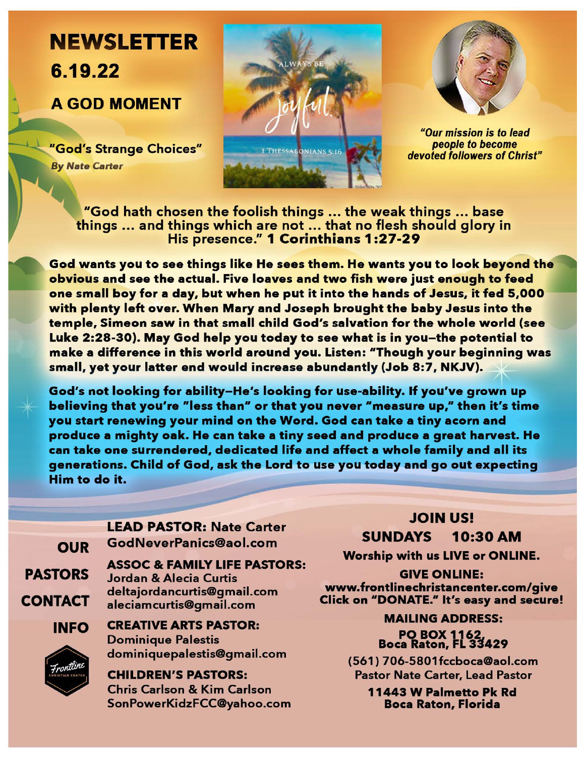# NEWSLETTER

## 6.19.22

## A GOD MOMENT

**"God's Strange Choices"**

***By Nate Carter***

*"Our mission is to lead people to become devoted followers of Christ"*

"God hath chosen the foolish things ... the weak things ... base things ... and things which are not ... that no flesh should glory in His presence." **1 Corinthians 1:27-29**

**God wants you to see things like He sees them. He wants you to look beyond the obvious and see the actual. Five loaves and two fish were just enough to feed one small boy for a day, but when he put it into the hands of Jesus, it fed 5,000 with plenty left over. When Mary and Joseph brought the baby Jesus into the temple, Simeon saw in that small child God's salvation for the whole world (see Luke 2:28-30). May God help you today to see what is in you–the potential to make a difference in this world around you. Listen: "Though your beginning was small, yet your latter end would increase abundantly (Job 8:7, NKJV).**

**God's not looking for ability–He's looking for use-ability. If you've grown up believing that you're "less than" or that you never "measure up," then it's time you start renewing your mind on the Word. God can take a tiny acorn and produce a mighty oak. He can take a tiny seed and produce a great harvest. He can take one surrendered, dedicated life and affect a whole family and all its generations. Child of God, ask the Lord to use you today and go out expecting Him to do it.**

## OUR PASTORS CONTACT INFO

**LEAD PASTOR:** Nate Carter
GodNeverPanics@aol.com

**ASSOC & FAMILY LIFE PASTORS:**
Jordan & Alecia Curtis
deltajordancurtis@gmail.com
aleciamcurtis@gmail.com

**CREATIVE ARTS PASTOR:**
Dominique Palestis
dominiquepalestis@gmail.com

**CHILDREN'S PASTORS:**
Chris Carlson & Kim Carlson
SonPowerKidzFCC@yahoo.com

## JOIN US!

**SUNDAYS 10:30 AM**

**Worship with us LIVE or ONLINE.**

**GIVE ONLINE:**
**www.frontlinechristancenter.com/give**
**Click on "DONATE." It's easy and secure!**

**MAILING ADDRESS:**
**PO BOX 1162, Boca Raton, FL 33429**

(561) 706-5801fccboca@aol.com
Pastor Nate Carter, Lead Pastor

**11443 W Palmetto Pk Rd**
**Boca Raton, Florida**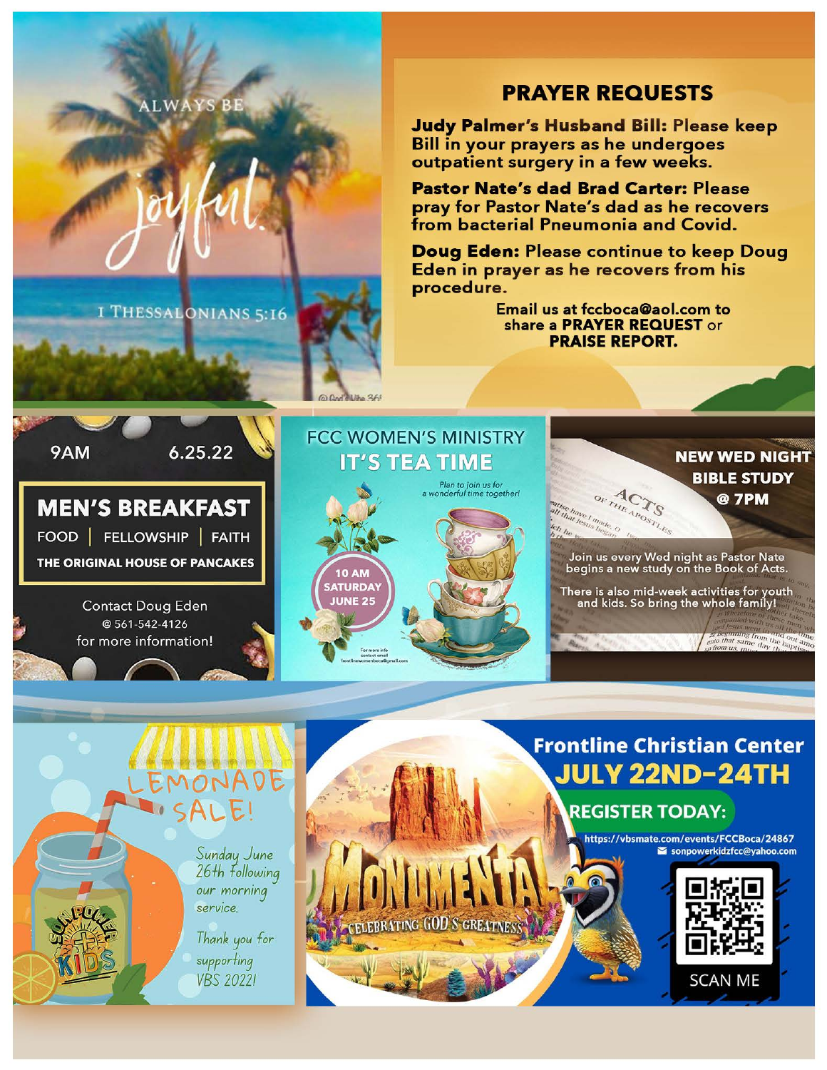ALWAYS BE

*joyful.*

I THESSALONIANS 5:16

## PRAYER REQUESTS

**Judy Palmer's Husband Bill:** Please keep Bill in your prayers as he undergoes outpatient surgery in a few weeks.

**Pastor Nate's dad Brad Carter:** Please pray for Pastor Nate's dad as he recovers from bacterial Pneumonia and Covid.

**Doug Eden:** Please continue to keep Doug Eden in prayer as he recovers from his procedure.

Email us at fccboca@aol.com to share a **PRAYER REQUEST** or **PRAISE REPORT.**

---

9AM 6.25.22

## MEN'S BREAKFAST

FOOD | FELLOWSHIP | FAITH

THE ORIGINAL HOUSE OF PANCAKES

Contact Doug Eden @ 561-542-4126 for more information!

---

FCC WOMEN'S MINISTRY

## IT'S TEA TIME

Plan to join us for a wonderful time together!

10 AM SATURDAY JUNE 25

For more info contact email frontlinewomenboca@gmail.com

---

## NEW WED NIGHT BIBLE STUDY @ 7PM

Join us every Wed night as Pastor Nate begins a new study on the Book of Acts.

There is also mid-week activities for youth and kids. So bring the whole family!

---

## LEMONADE SALE!

Sunday June 26th following our morning service.

Thank you for supporting VBS 2022!

SONPOWER KIDS

---

## Frontline Christian Center

## JULY 22ND-24TH

MONUMENTAL — CELEBRATING GOD'S GREATNESS

**REGISTER TODAY:**

https://vbsmate.com/events/FCCBoca/24867

sonpowerkidzfcc@yahoo.com

SCAN ME